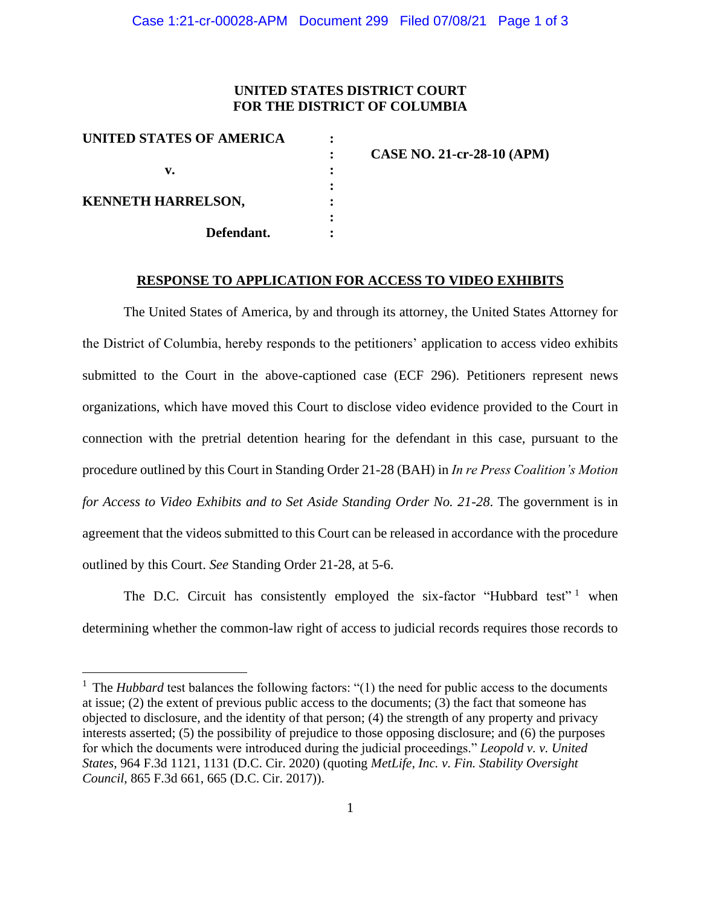**UNITED STATES DISTRICT COURT**
**FOR THE DISTRICT OF COLUMBIA**

| | | |
|---|---|---|
| **UNITED STATES OF AMERICA** | : | |
| | : | **CASE NO. 21-cr-28-10 (APM)** |
| **v.** | : | |
| | : | |
| **KENNETH HARRELSON,** | : | |
| | : | |
| **Defendant.** | : | |

**RESPONSE TO APPLICATION FOR ACCESS TO VIDEO EXHIBITS**

The United States of America, by and through its attorney, the United States Attorney for the District of Columbia, hereby responds to the petitioners' application to access video exhibits submitted to the Court in the above-captioned case (ECF 296). Petitioners represent news organizations, which have moved this Court to disclose video evidence provided to the Court in connection with the pretrial detention hearing for the defendant in this case, pursuant to the procedure outlined by this Court in Standing Order 21-28 (BAH) in *In re Press Coalition's Motion for Access to Video Exhibits and to Set Aside Standing Order No. 21-28*. The government is in agreement that the videos submitted to this Court can be released in accordance with the procedure outlined by this Court. *See* Standing Order 21-28, at 5-6.

The D.C. Circuit has consistently employed the six-factor "Hubbard test"[1] when determining whether the common-law right of access to judicial records requires those records to

---

[1] The *Hubbard* test balances the following factors: "(1) the need for public access to the documents at issue; (2) the extent of previous public access to the documents; (3) the fact that someone has objected to disclosure, and the identity of that person; (4) the strength of any property and privacy interests asserted; (5) the possibility of prejudice to those opposing disclosure; and (6) the purposes for which the documents were introduced during the judicial proceedings." *Leopold v. v. United States*, 964 F.3d 1121, 1131 (D.C. Cir. 2020) (quoting *MetLife, Inc. v. Fin. Stability Oversight Council*, 865 F.3d 661, 665 (D.C. Cir. 2017)).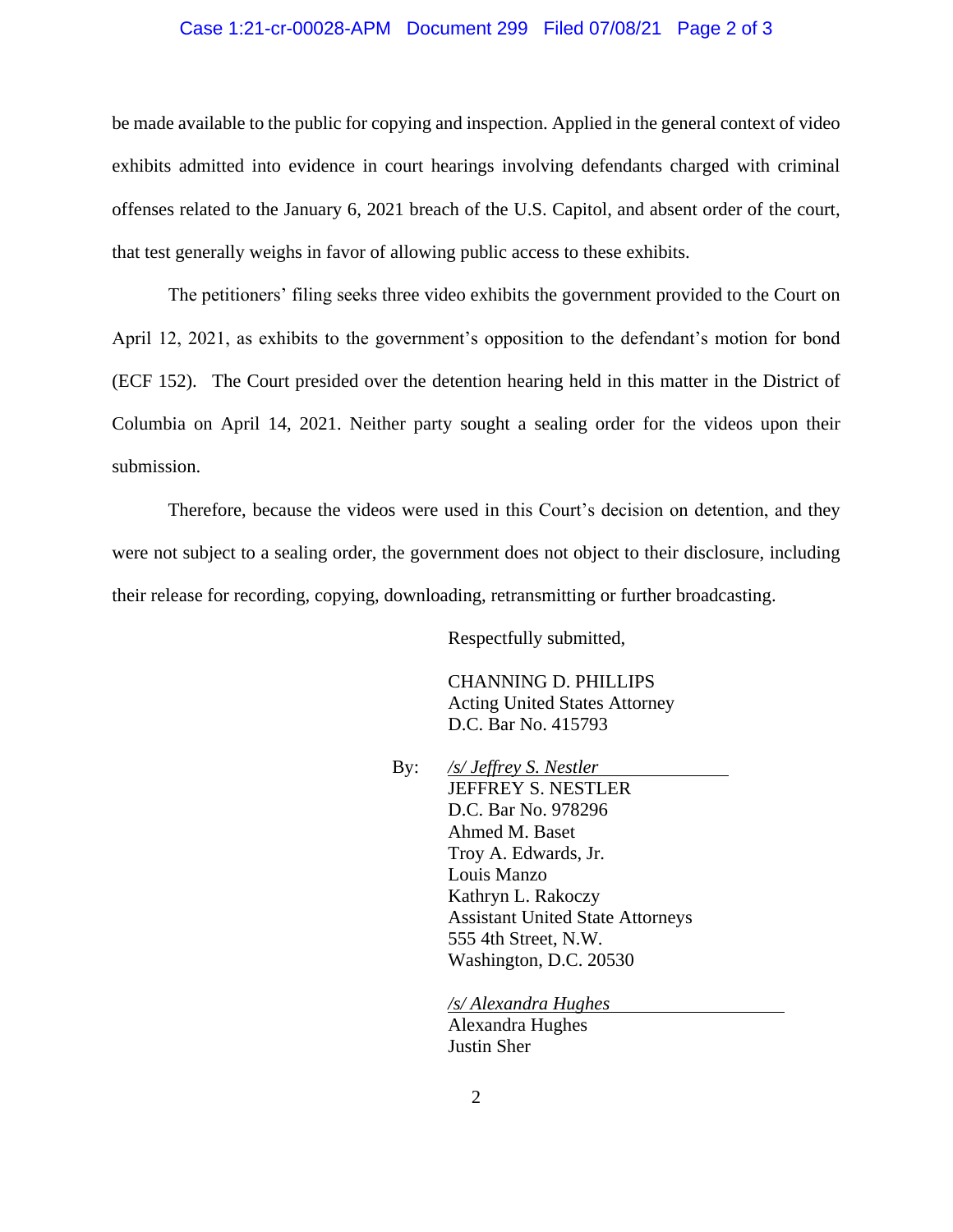be made available to the public for copying and inspection. Applied in the general context of video exhibits admitted into evidence in court hearings involving defendants charged with criminal offenses related to the January 6, 2021 breach of the U.S. Capitol, and absent order of the court, that test generally weighs in favor of allowing public access to these exhibits.

The petitioners' filing seeks three video exhibits the government provided to the Court on April 12, 2021, as exhibits to the government's opposition to the defendant's motion for bond (ECF 152). The Court presided over the detention hearing held in this matter in the District of Columbia on April 14, 2021. Neither party sought a sealing order for the videos upon their submission.

Therefore, because the videos were used in this Court's decision on detention, and they were not subject to a sealing order, the government does not object to their disclosure, including their release for recording, copying, downloading, retransmitting or further broadcasting.

Respectfully submitted,

CHANNING D. PHILLIPS
Acting United States Attorney
D.C. Bar No. 415793

By: */s/ Jeffrey S. Nestler*
JEFFREY S. NESTLER
D.C. Bar No. 978296
Ahmed M. Baset
Troy A. Edwards, Jr.
Louis Manzo
Kathryn L. Rakoczy
Assistant United State Attorneys
555 4th Street, N.W.
Washington, D.C. 20530

*/s/ Alexandra Hughes*
Alexandra Hughes
Justin Sher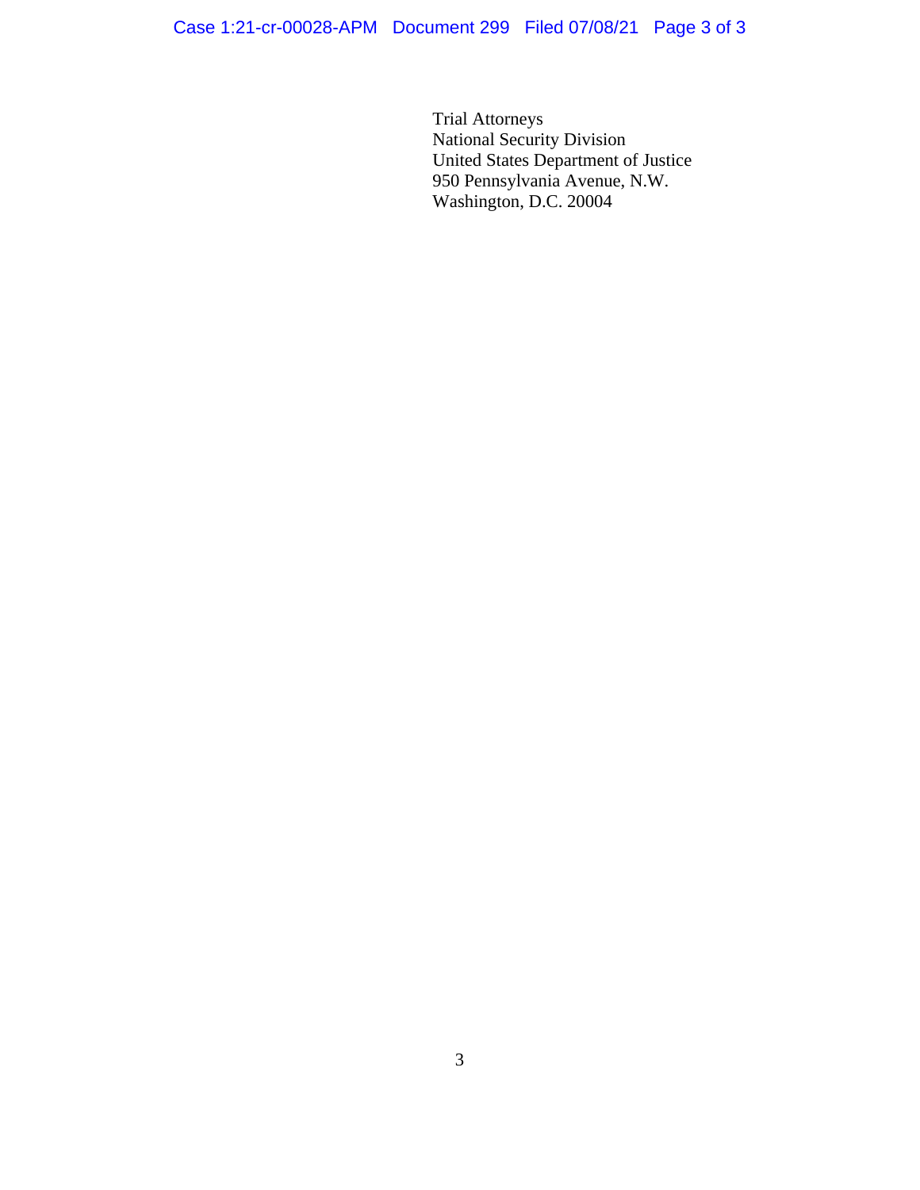Trial Attorneys
National Security Division
United States Department of Justice
950 Pennsylvania Avenue, N.W.
Washington, D.C. 20004